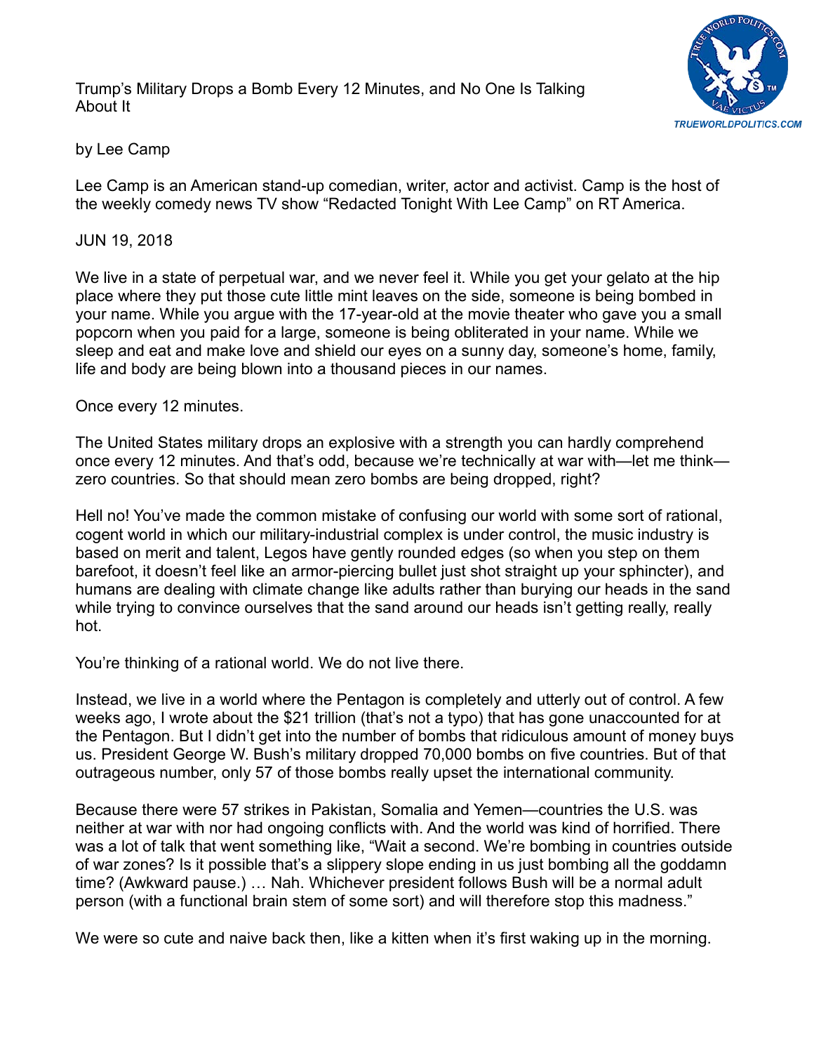# Trump's Military Drops a Bomb Every 12 Minutes, and No One Is Talking About It

by Lee Camp

Lee Camp is an American stand-up comedian, writer, actor and activist. Camp is the host of the weekly comedy news TV show "Redacted Tonight With Lee Camp" on RT America.

JUN 19, 2018

We live in a state of perpetual war, and we never feel it. While you get your gelato at the hip place where they put those cute little mint leaves on the side, someone is being bombed in your name. While you argue with the 17-year-old at the movie theater who gave you a small popcorn when you paid for a large, someone is being obliterated in your name. While we sleep and eat and make love and shield our eyes on a sunny day, someone's home, family, life and body are being blown into a thousand pieces in our names.

Once every 12 minutes.

The United States military drops an explosive with a strength you can hardly comprehend once every 12 minutes. And that's odd, because we're technically at war with—let me think—zero countries. So that should mean zero bombs are being dropped, right?

Hell no! You've made the common mistake of confusing our world with some sort of rational, cogent world in which our military-industrial complex is under control, the music industry is based on merit and talent, Legos have gently rounded edges (so when you step on them barefoot, it doesn't feel like an armor-piercing bullet just shot straight up your sphincter), and humans are dealing with climate change like adults rather than burying our heads in the sand while trying to convince ourselves that the sand around our heads isn't getting really, really hot.

You're thinking of a rational world. We do not live there.

Instead, we live in a world where the Pentagon is completely and utterly out of control. A few weeks ago, I wrote about the $21 trillion (that's not a typo) that has gone unaccounted for at the Pentagon. But I didn't get into the number of bombs that ridiculous amount of money buys us. President George W. Bush's military dropped 70,000 bombs on five countries. But of that outrageous number, only 57 of those bombs really upset the international community.

Because there were 57 strikes in Pakistan, Somalia and Yemen—countries the U.S. was neither at war with nor had ongoing conflicts with. And the world was kind of horrified. There was a lot of talk that went something like, "Wait a second. We're bombing in countries outside of war zones? Is it possible that's a slippery slope ending in us just bombing all the goddamn time? (Awkward pause.) … Nah. Whichever president follows Bush will be a normal adult person (with a functional brain stem of some sort) and will therefore stop this madness."

We were so cute and naive back then, like a kitten when it's first waking up in the morning.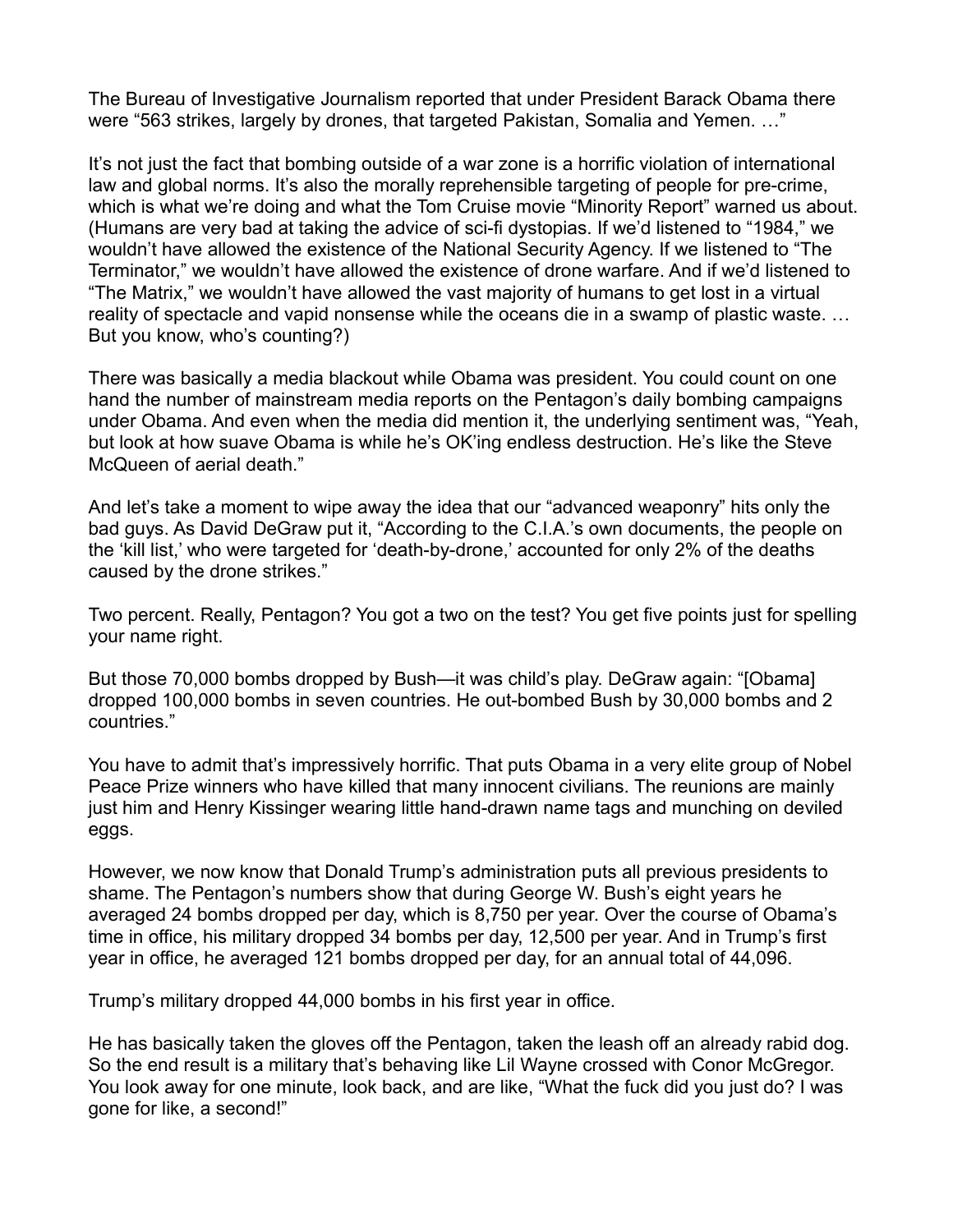The Bureau of Investigative Journalism reported that under President Barack Obama there were "563 strikes, largely by drones, that targeted Pakistan, Somalia and Yemen. …"

It's not just the fact that bombing outside of a war zone is a horrific violation of international law and global norms. It's also the morally reprehensible targeting of people for pre-crime, which is what we're doing and what the Tom Cruise movie "Minority Report" warned us about. (Humans are very bad at taking the advice of sci-fi dystopias. If we'd listened to "1984," we wouldn't have allowed the existence of the National Security Agency. If we listened to "The Terminator," we wouldn't have allowed the existence of drone warfare. And if we'd listened to "The Matrix," we wouldn't have allowed the vast majority of humans to get lost in a virtual reality of spectacle and vapid nonsense while the oceans die in a swamp of plastic waste. … But you know, who's counting?)

There was basically a media blackout while Obama was president. You could count on one hand the number of mainstream media reports on the Pentagon's daily bombing campaigns under Obama. And even when the media did mention it, the underlying sentiment was, "Yeah, but look at how suave Obama is while he's OK'ing endless destruction. He's like the Steve McQueen of aerial death."

And let's take a moment to wipe away the idea that our "advanced weaponry" hits only the bad guys. As David DeGraw put it, "According to the C.I.A.'s own documents, the people on the 'kill list,' who were targeted for 'death-by-drone,' accounted for only 2% of the deaths caused by the drone strikes."

Two percent. Really, Pentagon? You got a two on the test? You get five points just for spelling your name right.

But those 70,000 bombs dropped by Bush—it was child's play. DeGraw again: "[Obama] dropped 100,000 bombs in seven countries. He out-bombed Bush by 30,000 bombs and 2 countries."

You have to admit that's impressively horrific. That puts Obama in a very elite group of Nobel Peace Prize winners who have killed that many innocent civilians. The reunions are mainly just him and Henry Kissinger wearing little hand-drawn name tags and munching on deviled eggs.

However, we now know that Donald Trump's administration puts all previous presidents to shame. The Pentagon's numbers show that during George W. Bush's eight years he averaged 24 bombs dropped per day, which is 8,750 per year. Over the course of Obama's time in office, his military dropped 34 bombs per day, 12,500 per year. And in Trump's first year in office, he averaged 121 bombs dropped per day, for an annual total of 44,096.

Trump's military dropped 44,000 bombs in his first year in office.

He has basically taken the gloves off the Pentagon, taken the leash off an already rabid dog. So the end result is a military that's behaving like Lil Wayne crossed with Conor McGregor. You look away for one minute, look back, and are like, "What the fuck did you just do? I was gone for like, a second!"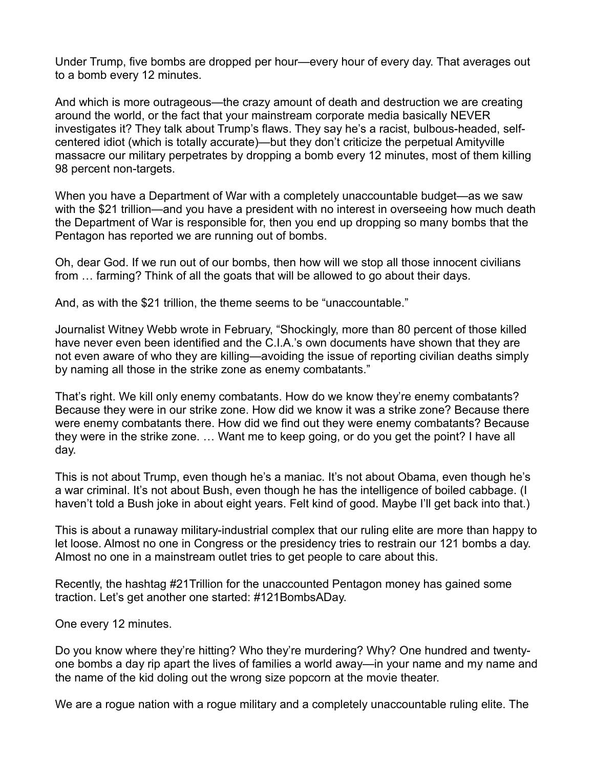Under Trump, five bombs are dropped per hour—every hour of every day. That averages out to a bomb every 12 minutes.

And which is more outrageous—the crazy amount of death and destruction we are creating around the world, or the fact that your mainstream corporate media basically NEVER investigates it? They talk about Trump's flaws. They say he's a racist, bulbous-headed, self-centered idiot (which is totally accurate)—but they don't criticize the perpetual Amityville massacre our military perpetrates by dropping a bomb every 12 minutes, most of them killing 98 percent non-targets.

When you have a Department of War with a completely unaccountable budget—as we saw with the $21 trillion—and you have a president with no interest in overseeing how much death the Department of War is responsible for, then you end up dropping so many bombs that the Pentagon has reported we are running out of bombs.

Oh, dear God. If we run out of our bombs, then how will we stop all those innocent civilians from … farming? Think of all the goats that will be allowed to go about their days.

And, as with the $21 trillion, the theme seems to be "unaccountable."

Journalist Witney Webb wrote in February, "Shockingly, more than 80 percent of those killed have never even been identified and the C.I.A.'s own documents have shown that they are not even aware of who they are killing—avoiding the issue of reporting civilian deaths simply by naming all those in the strike zone as enemy combatants."

That's right. We kill only enemy combatants. How do we know they're enemy combatants? Because they were in our strike zone. How did we know it was a strike zone? Because there were enemy combatants there. How did we find out they were enemy combatants? Because they were in the strike zone. … Want me to keep going, or do you get the point? I have all day.

This is not about Trump, even though he's a maniac. It's not about Obama, even though he's a war criminal. It's not about Bush, even though he has the intelligence of boiled cabbage. (I haven't told a Bush joke in about eight years. Felt kind of good. Maybe I'll get back into that.)

This is about a runaway military-industrial complex that our ruling elite are more than happy to let loose. Almost no one in Congress or the presidency tries to restrain our 121 bombs a day. Almost no one in a mainstream outlet tries to get people to care about this.

Recently, the hashtag #21Trillion for the unaccounted Pentagon money has gained some traction. Let's get another one started: #121BombsADay.

One every 12 minutes.

Do you know where they're hitting? Who they're murdering? Why? One hundred and twenty-one bombs a day rip apart the lives of families a world away—in your name and my name and the name of the kid doling out the wrong size popcorn at the movie theater.

We are a rogue nation with a rogue military and a completely unaccountable ruling elite. The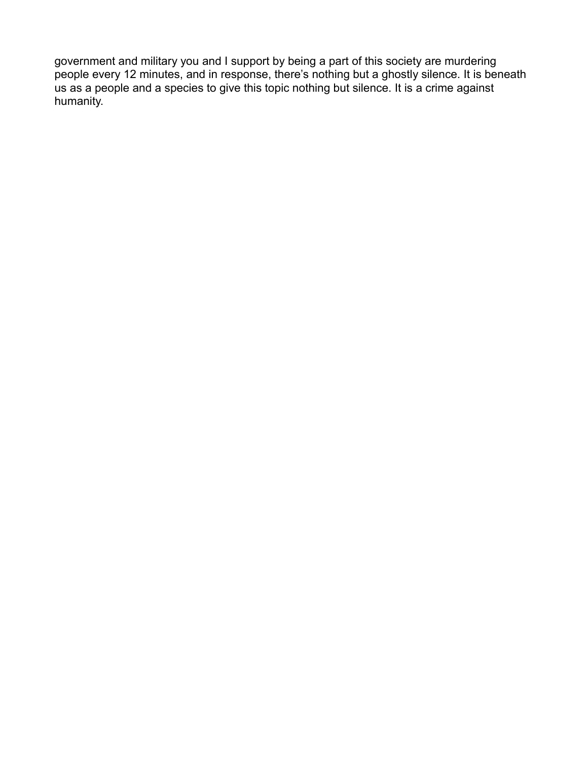government and military you and I support by being a part of this society are murdering people every 12 minutes, and in response, there's nothing but a ghostly silence. It is beneath us as a people and a species to give this topic nothing but silence. It is a crime against humanity.